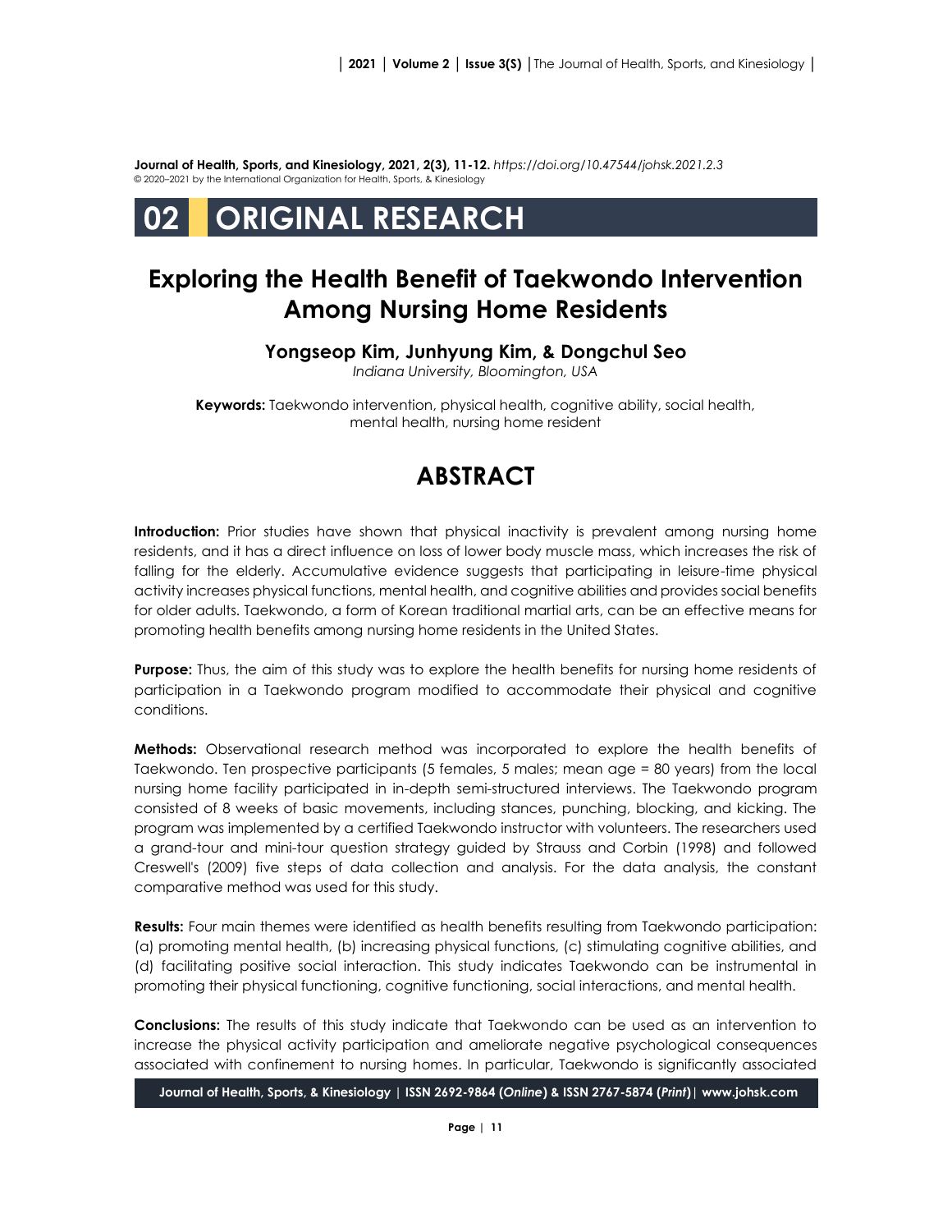**Journal of Health, Sports, and Kinesiology, 2021, 2(3), 11-12.** *https://doi.org/10.47544/johsk.2021.2.3*
© 2020–2021 by the International Organization for Health, Sports, & Kinesiology

# 02 ORIGINAL RESEARCH

# Exploring the Health Benefit of Taekwondo Intervention Among Nursing Home Residents

**Yongseop Kim, Junhyung Kim, & Dongchul Seo**
*Indiana University, Bloomington, USA*

**Keywords:** Taekwondo intervention, physical health, cognitive ability, social health, mental health, nursing home resident

## ABSTRACT

**Introduction:** Prior studies have shown that physical inactivity is prevalent among nursing home residents, and it has a direct influence on loss of lower body muscle mass, which increases the risk of falling for the elderly. Accumulative evidence suggests that participating in leisure-time physical activity increases physical functions, mental health, and cognitive abilities and provides social benefits for older adults. Taekwondo, a form of Korean traditional martial arts, can be an effective means for promoting health benefits among nursing home residents in the United States.

**Purpose:** Thus, the aim of this study was to explore the health benefits for nursing home residents of participation in a Taekwondo program modified to accommodate their physical and cognitive conditions.

**Methods:** Observational research method was incorporated to explore the health benefits of Taekwondo. Ten prospective participants (5 females, 5 males; mean age = 80 years) from the local nursing home facility participated in in-depth semi-structured interviews. The Taekwondo program consisted of 8 weeks of basic movements, including stances, punching, blocking, and kicking. The program was implemented by a certified Taekwondo instructor with volunteers. The researchers used a grand-tour and mini-tour question strategy guided by Strauss and Corbin (1998) and followed Creswell's (2009) five steps of data collection and analysis. For the data analysis, the constant comparative method was used for this study.

**Results:** Four main themes were identified as health benefits resulting from Taekwondo participation: (a) promoting mental health, (b) increasing physical functions, (c) stimulating cognitive abilities, and (d) facilitating positive social interaction. This study indicates Taekwondo can be instrumental in promoting their physical functioning, cognitive functioning, social interactions, and mental health.

**Conclusions:** The results of this study indicate that Taekwondo can be used as an intervention to increase the physical activity participation and ameliorate negative psychological consequences associated with confinement to nursing homes. In particular, Taekwondo is significantly associated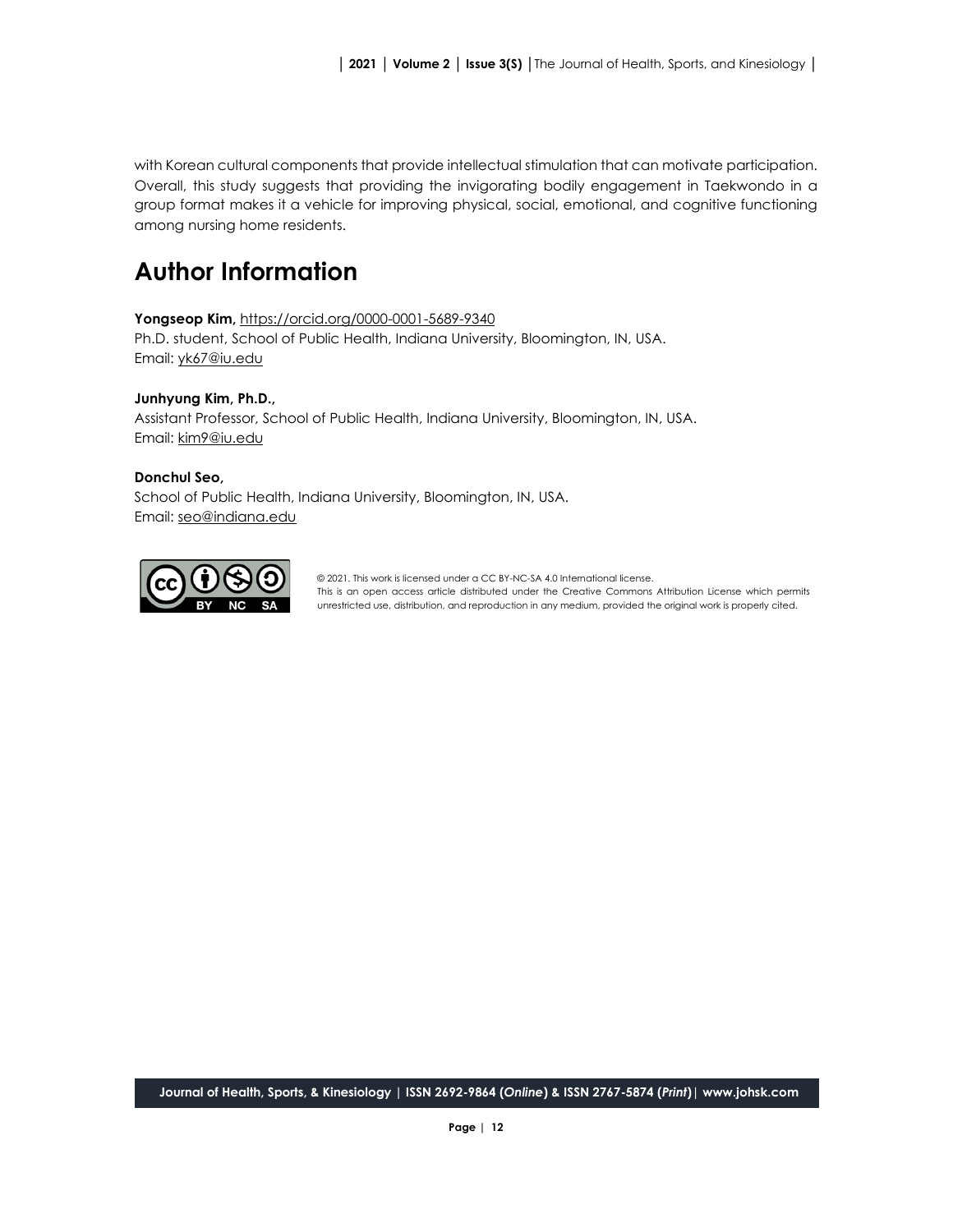with Korean cultural components that provide intellectual stimulation that can motivate participation. Overall, this study suggests that providing the invigorating bodily engagement in Taekwondo in a group format makes it a vehicle for improving physical, social, emotional, and cognitive functioning among nursing home residents.

# Author Information

**Yongseop Kim,** https://orcid.org/0000-0001-5689-9340
Ph.D. student, School of Public Health, Indiana University, Bloomington, IN, USA.
Email: yk67@iu.edu

**Junhyung Kim, Ph.D.,**
Assistant Professor, School of Public Health, Indiana University, Bloomington, IN, USA.
Email: kim9@iu.edu

**Donchul Seo,**
School of Public Health, Indiana University, Bloomington, IN, USA.
Email: seo@indiana.edu

© 2021. This work is licensed under a CC BY-NC-SA 4.0 International license.
This is an open access article distributed under the Creative Commons Attribution License which permits unrestricted use, distribution, and reproduction in any medium, provided the original work is properly cited.